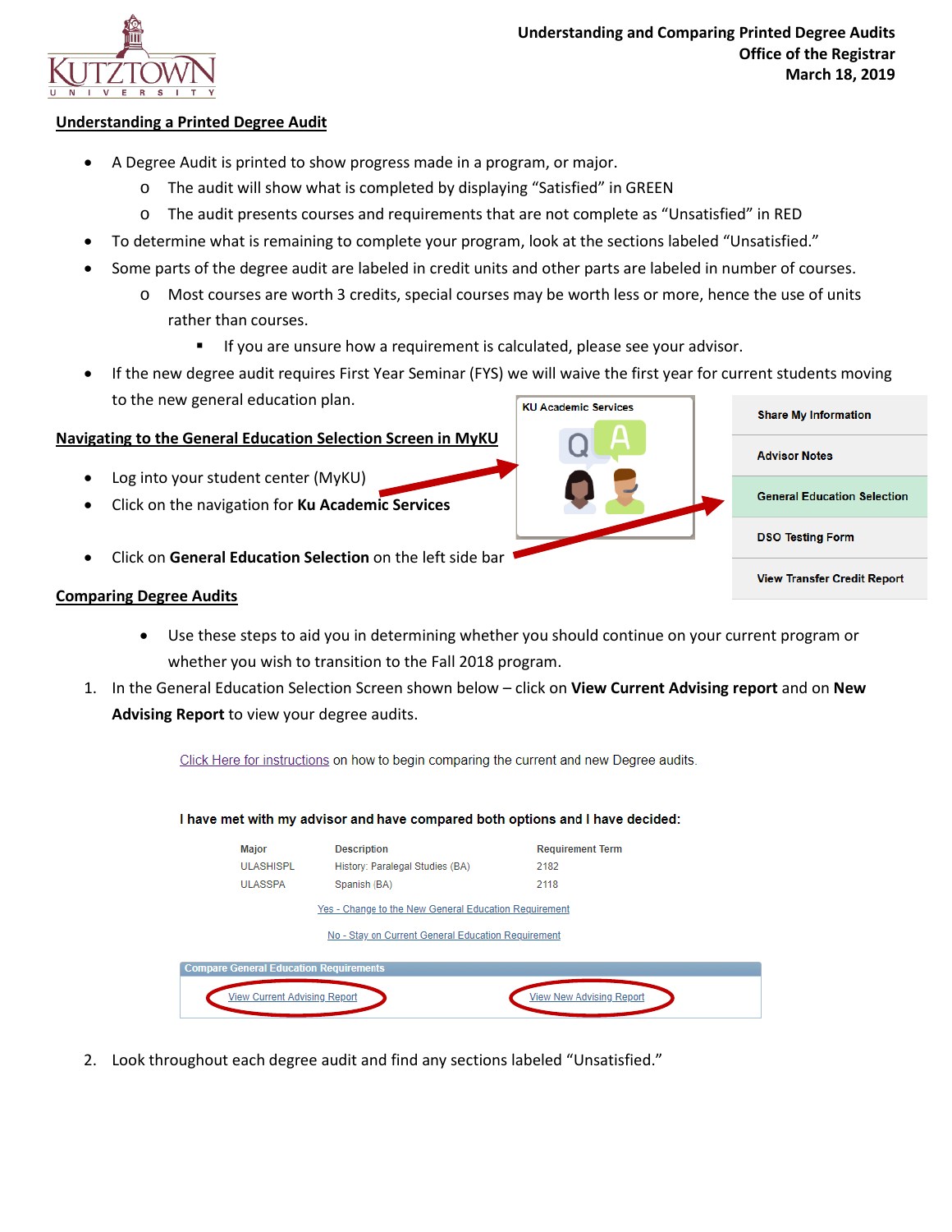# Understanding and Comparing Printed Degree Audits

Office of the Registrar

March 18, 2019

## Understanding a Printed Degree Audit

- A Degree Audit is printed to show progress made in a program, or major.
  - The audit will show what is completed by displaying "Satisfied" in GREEN
  - The audit presents courses and requirements that are not complete as "Unsatisfied" in RED
- To determine what is remaining to complete your program, look at the sections labeled "Unsatisfied."
- Some parts of the degree audit are labeled in credit units and other parts are labeled in number of courses.
  - Most courses are worth 3 credits, special courses may be worth less or more, hence the use of units rather than courses.
    - If you are unsure how a requirement is calculated, please see your advisor.
- If the new degree audit requires First Year Seminar (FYS) we will waive the first year for current students moving to the new general education plan.

## Navigating to the General Education Selection Screen in MyKU

- Log into your student center (MyKU)
- Click on the navigation for **Ku Academic Services**
- Click on **General Education Selection** on the left side bar

KU Academic Services

- Share My Information
- Advisor Notes
- General Education Selection
- DSO Testing Form
- View Transfer Credit Report

## Comparing Degree Audits

- Use these steps to aid you in determining whether you should continue on your current program or whether you wish to transition to the Fall 2018 program.

1. In the General Education Selection Screen shown below – click on **View Current Advising report** and on **New Advising Report** to view your degree audits.

Click Here for instructions on how to begin comparing the current and new Degree audits.

**I have met with my advisor and have compared both options and I have decided:**

| Major | Description | Requirement Term |
|---|---|---|
| ULASHISPL | History: Paralegal Studies (BA) | 2182 |
| ULASSPA | Spanish (BA) | 2118 |

Yes - Change to the New General Education Requirement

No - Stay on Current General Education Requirement

**Compare General Education Requirements**

View Current Advising Report | View New Advising Report

2. Look throughout each degree audit and find any sections labeled "Unsatisfied."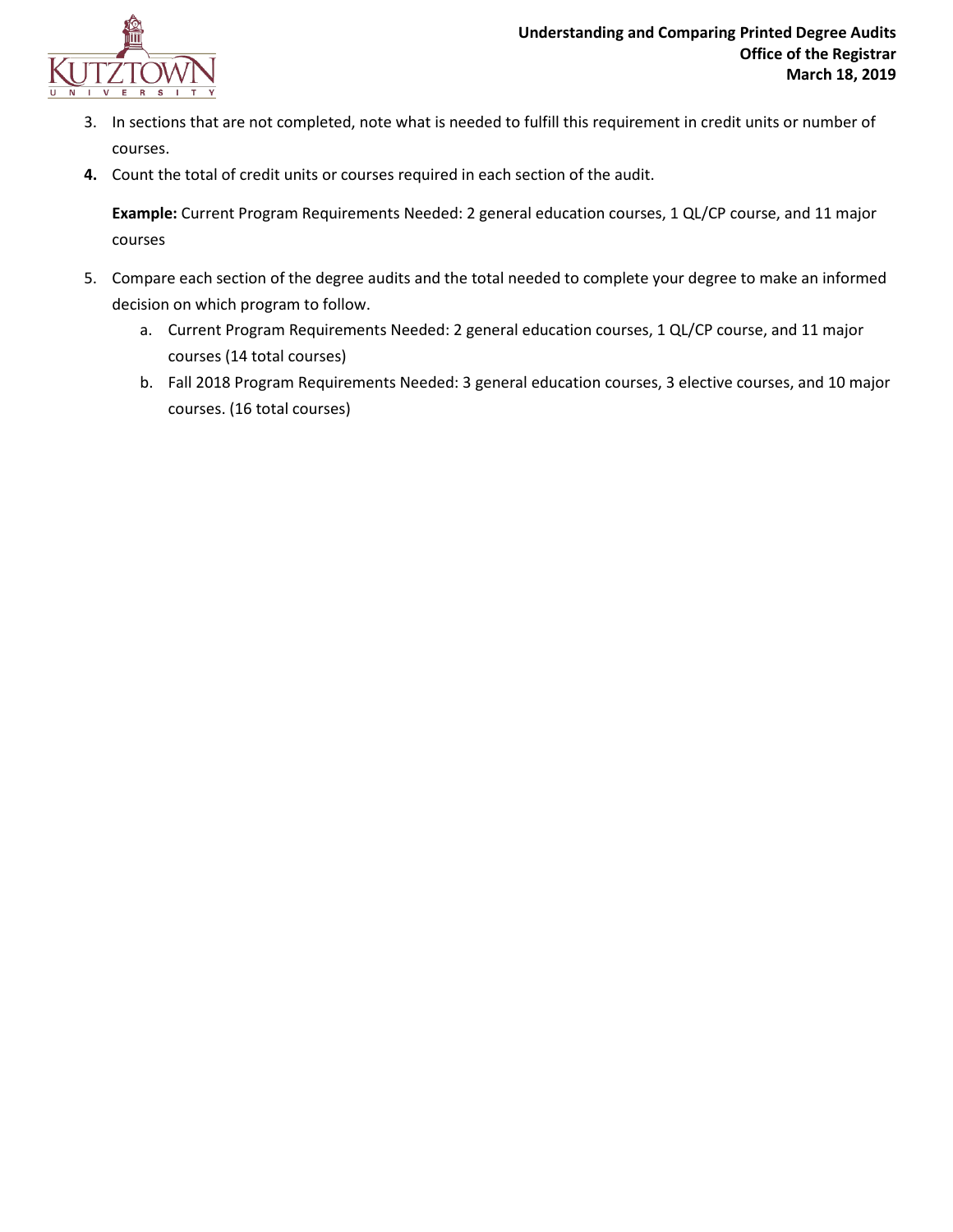3. In sections that are not completed, note what is needed to fulfill this requirement in credit units or number of courses.
4. Count the total of credit units or courses required in each section of the audit.

   **Example:** Current Program Requirements Needed: 2 general education courses, 1 QL/CP course, and 11 major courses

5. Compare each section of the degree audits and the total needed to complete your degree to make an informed decision on which program to follow.
   a. Current Program Requirements Needed: 2 general education courses, 1 QL/CP course, and 11 major courses (14 total courses)
   b. Fall 2018 Program Requirements Needed: 3 general education courses, 3 elective courses, and 10 major courses. (16 total courses)